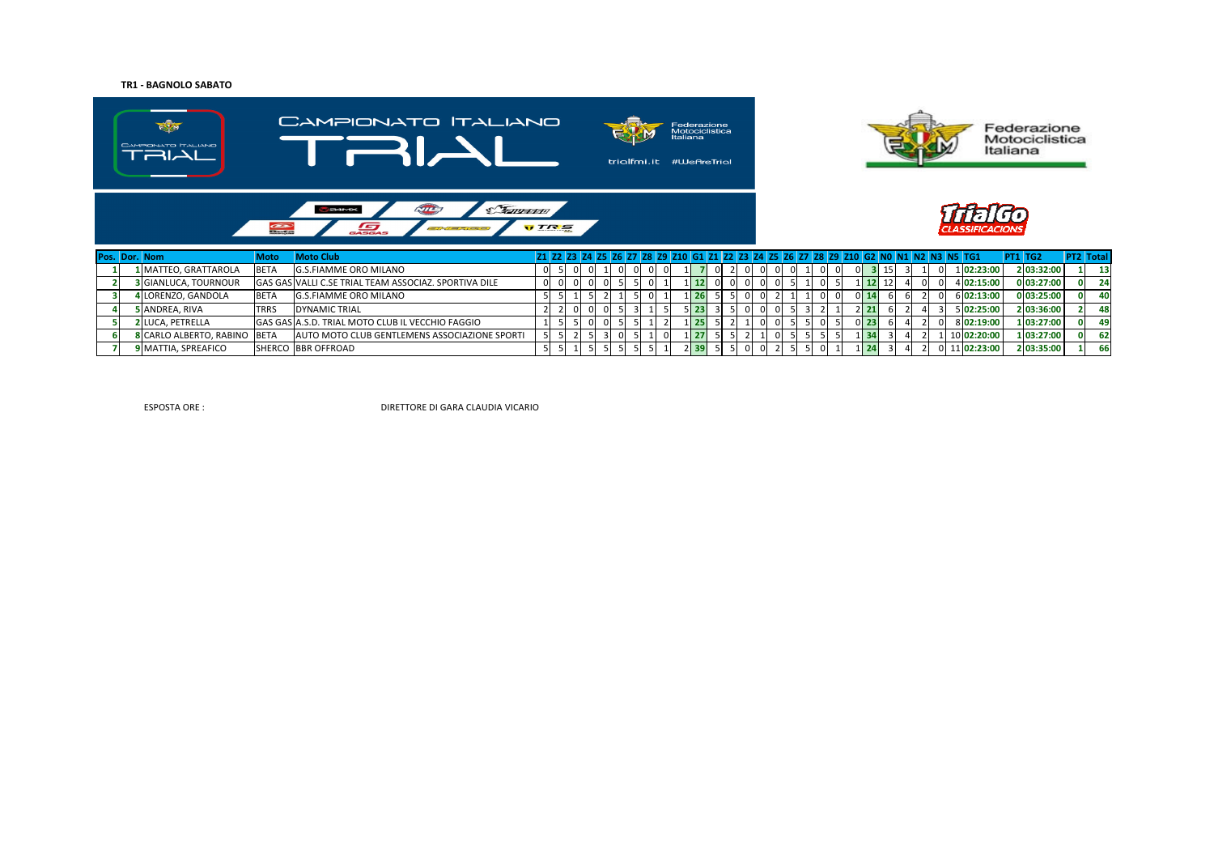**TR1 - BAGNOLO SABATO**

| Pos. | Dor. | Nom | Moto | Moto Club | Z1 | Z2 | Z3 | Z4 | Z5 | Z6 | Z7 | Z8 | Z9 | Z10 | G1 | Z1 | Z2 | Z3 | Z4 | Z5 | Z6 | Z7 | Z8 | Z9 | Z10 | G2 | N0 | N1 | N2 | N3 | N5 | TG1 | PT1 | TG2 | PT2 | Total |
|---|---|---|---|---|---|---|---|---|---|---|---|---|---|---|---|---|---|---|---|---|---|---|---|---|---|---|---|---|---|---|---|---|---|---|---|---|
| 1 | 1 | MATTEO, GRATTAROLA | BETA | G.S.FIAMME ORO MILANO | 0 | 5 | 0 | 0 | 1 | 0 | 0 | 0 | 0 | 1 | 7 | 0 | 2 | 0 | 0 | 0 | 0 | 1 | 0 | 0 | 0 | 3 | 15 | 3 | 1 | 0 | 1 | 02:23:00 | 2 | 03:32:00 | 1 | 13 |
| 2 | 3 | GIANLUCA, TOURNOUR | GAS GAS | VALLI C.SE TRIAL TEAM ASSOCIAZ. SPORTIVA DILE | 0 | 0 | 0 | 0 | 0 | 5 | 5 | 0 | 1 | 1 | 12 | 0 | 0 | 0 | 0 | 0 | 5 | 1 | 0 | 5 | 1 | 12 | 12 | 4 | 0 | 0 | 4 | 02:15:00 | 0 | 03:27:00 | 0 | 24 |
| 3 | 4 | LORENZO, GANDOLA | BETA | G.S.FIAMME ORO MILANO | 5 | 5 | 1 | 5 | 2 | 1 | 5 | 0 | 1 | 1 | 26 | 5 | 5 | 0 | 0 | 2 | 1 | 1 | 0 | 0 | 0 | 14 | 6 | 6 | 2 | 0 | 6 | 02:13:00 | 0 | 03:25:00 | 0 | 40 |
| 4 | 5 | ANDREA, RIVA | TRRS | DYNAMIC TRIAL | 2 | 2 | 0 | 0 | 0 | 5 | 3 | 1 | 5 | 5 | 23 | 3 | 5 | 0 | 0 | 0 | 5 | 3 | 2 | 1 | 2 | 21 | 6 | 2 | 4 | 3 | 5 | 02:25:00 | 2 | 03:36:00 | 2 | 48 |
| 5 | 2 | LUCA, PETRELLA | GAS GAS | A.S.D. TRIAL MOTO CLUB IL VECCHIO FAGGIO | 1 | 5 | 5 | 0 | 0 | 5 | 5 | 1 | 2 | 1 | 25 | 5 | 2 | 1 | 0 | 0 | 5 | 5 | 0 | 5 | 0 | 23 | 6 | 4 | 2 | 0 | 8 | 02:19:00 | 1 | 03:27:00 | 0 | 49 |
| 6 | 8 | CARLO ALBERTO, RABINO | BETA | AUTO MOTO CLUB GENTLEMENS ASSOCIAZIONE SPORTI | 5 | 5 | 2 | 5 | 3 | 0 | 5 | 1 | 0 | 1 | 27 | 5 | 5 | 2 | 1 | 0 | 5 | 5 | 5 | 5 | 1 | 34 | 3 | 4 | 2 | 1 | 10 | 02:20:00 | 1 | 03:27:00 | 0 | 62 |
| 7 | 9 | MATTIA, SPREAFICO | SHERCO | BBR OFFROAD | 5 | 5 | 1 | 5 | 5 | 5 | 5 | 5 | 1 | 2 | 39 | 5 | 5 | 0 | 0 | 2 | 5 | 5 | 0 | 1 | 1 | 24 | 3 | 4 | 2 | 0 | 11 | 02:23:00 | 2 | 03:35:00 | 1 | 66 |

ESPOSTA ORE :

DIRETTORE DI GARA CLAUDIA VICARIO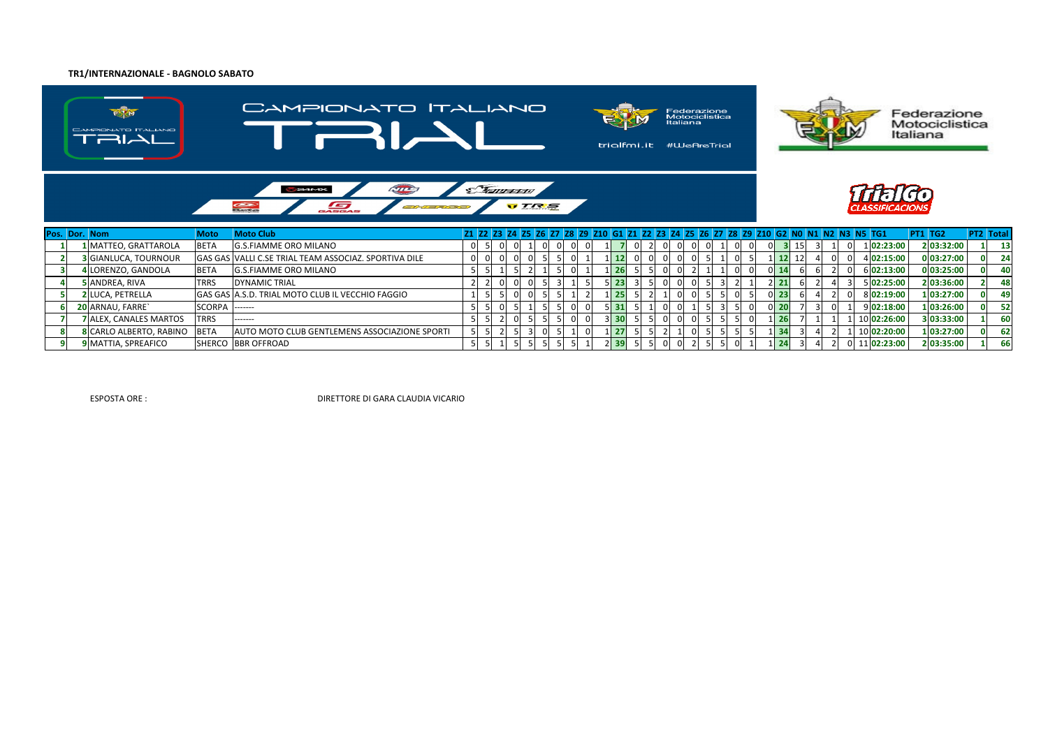**TR1/INTERNAZIONALE - BAGNOLO SABATO**

| Pos. | Dor. | Nom | Moto | Moto Club | Z1 | Z2 | Z3 | Z4 | Z5 | Z6 | Z7 | Z8 | Z9 | Z10 | G1 | Z1 | Z2 | Z3 | Z4 | Z5 | Z6 | Z7 | Z8 | Z9 | Z10 | G2 | N0 | N1 | N2 | N3 | N5 | TG1 | PT1 | TG2 | PT2 | Total |
|---|---|---|---|---|---|---|---|---|---|---|---|---|---|---|---|---|---|---|---|---|---|---|---|---|---|---|---|---|---|---|---|---|---|---|---|---|
| 1 | 1 | MATTEO, GRATTAROLA | BETA | G.S.FIAMME ORO MILANO | 0 | 5 | 0 | 0 | 1 | 0 | 0 | 0 | 0 | 1 | 7 | 0 | 2 | 0 | 0 | 0 | 0 | 1 | 0 | 0 | 0 | 3 | 15 | 3 | 1 | 0 | 1 | 02:23:00 | 2 | 03:32:00 | 1 | 13 |
| 2 | 3 | GIANLUCA, TOURNOUR | GAS GAS | VALLI C.SE TRIAL TEAM ASSOCIAZ. SPORTIVA DILE | 0 | 0 | 0 | 0 | 0 | 5 | 5 | 0 | 1 | 1 | 12 | 0 | 0 | 0 | 0 | 0 | 5 | 1 | 0 | 5 | 1 | 12 | 12 | 4 | 0 | 0 | 4 | 02:15:00 | 0 | 03:27:00 | 0 | 24 |
| 3 | 4 | LORENZO, GANDOLA | BETA | G.S.FIAMME ORO MILANO | 5 | 5 | 1 | 5 | 2 | 1 | 5 | 0 | 1 | 1 | 26 | 5 | 5 | 0 | 0 | 2 | 1 | 1 | 0 | 0 | 0 | 14 | 6 | 6 | 2 | 0 | 6 | 02:13:00 | 0 | 03:25:00 | 0 | 40 |
| 4 | 5 | ANDREA, RIVA | TRRS | DYNAMIC TRIAL | 2 | 2 | 0 | 0 | 0 | 5 | 3 | 1 | 5 | 5 | 23 | 3 | 5 | 0 | 0 | 0 | 5 | 3 | 2 | 1 | 2 | 21 | 6 | 2 | 4 | 3 | 5 | 02:25:00 | 2 | 03:36:00 | 2 | 48 |
| 5 | 2 | LUCA, PETRELLA | GAS GAS | A.S.D. TRIAL MOTO CLUB IL VECCHIO FAGGIO | 1 | 5 | 5 | 0 | 0 | 5 | 5 | 1 | 2 | 1 | 25 | 5 | 2 | 1 | 0 | 0 | 5 | 5 | 0 | 5 | 0 | 23 | 6 | 4 | 2 | 0 | 8 | 02:19:00 | 1 | 03:27:00 | 0 | 49 |
| 6 | 20 | ARNAU, FARRE` | SCORPA | ------- | 5 | 5 | 0 | 5 | 1 | 5 | 5 | 0 | 0 | 5 | 31 | 5 | 1 | 0 | 0 | 1 | 5 | 3 | 5 | 0 | 0 | 20 | 7 | 3 | 0 | 1 | 9 | 02:18:00 | 1 | 03:26:00 | 0 | 52 |
| 7 | 7 | ALEX, CANALES MARTOS | TRRS | ------- | 5 | 5 | 2 | 0 | 5 | 5 | 5 | 0 | 0 | 3 | 30 | 5 | 5 | 0 | 0 | 0 | 5 | 5 | 5 | 0 | 1 | 26 | 7 | 1 | 1 | 1 | 10 | 02:26:00 | 3 | 03:33:00 | 1 | 60 |
| 8 | 8 | CARLO ALBERTO, RABINO | BETA | AUTO MOTO CLUB GENTLEMENS ASSOCIAZIONE SPORTI | 5 | 5 | 2 | 5 | 3 | 0 | 5 | 1 | 0 | 1 | 27 | 5 | 5 | 2 | 1 | 0 | 5 | 5 | 5 | 5 | 1 | 34 | 3 | 4 | 2 | 1 | 10 | 02:20:00 | 1 | 03:27:00 | 0 | 62 |
| 9 | 9 | MATTIA, SPREAFICO | SHERCO | BBR OFFROAD | 5 | 5 | 1 | 5 | 5 | 5 | 5 | 5 | 1 | 2 | 39 | 5 | 5 | 0 | 0 | 2 | 5 | 5 | 0 | 1 | 1 | 24 | 3 | 4 | 2 | 0 | 11 | 02:23:00 | 2 | 03:35:00 | 1 | 66 |

ESPOSTA ORE :

DIRETTORE DI GARA CLAUDIA VICARIO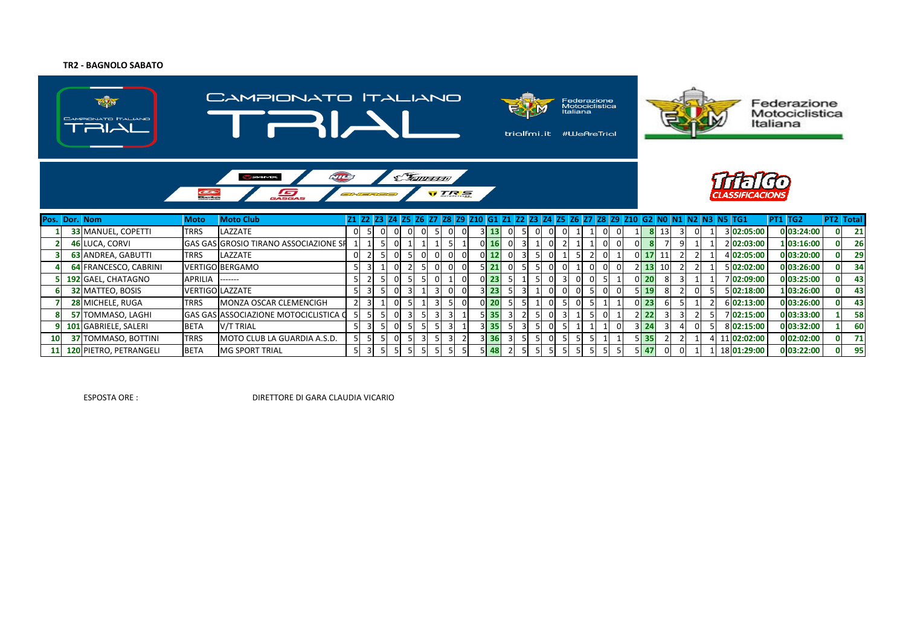**TR2 - BAGNOLO SABATO**

| Pos. | Dor. | Nom | Moto | Moto Club | Z1 | Z2 | Z3 | Z4 | Z5 | Z6 | Z7 | Z8 | Z9 | Z10 | G1 | Z1 | Z2 | Z3 | Z4 | Z5 | Z6 | Z7 | Z8 | Z9 | Z10 | G2 | N0 | N1 | N2 | N3 | N5 | TG1 | PT1 | TG2 | PT2 | Total |
|---|---|---|---|---|---|---|---|---|---|---|---|---|---|---|---|---|---|---|---|---|---|---|---|---|---|---|---|---|---|---|---|---|---|---|---|---|
| 1 | 33 | MANUEL, COPETTI | TRRS | LAZZATE | 0 | 5 | 0 | 0 | 0 | 0 | 5 | 0 | 0 | 3 | 13 | 0 | 5 | 0 | 0 | 0 | 1 | 1 | 0 | 0 | 1 | 8 | 13 | 3 | 0 | 1 | 3 | 02:05:00 | 0 | 03:24:00 | 0 | 21 |
| 2 | 46 | LUCA, CORVI | GAS GAS | GROSIO TIRANO ASSOCIAZIONE SP | 1 | 1 | 5 | 0 | 1 | 1 | 1 | 5 | 1 | 0 | 16 | 0 | 3 | 1 | 0 | 2 | 1 | 1 | 0 | 0 | 0 | 8 | 7 | 9 | 1 | 1 | 2 | 02:03:00 | 1 | 03:16:00 | 0 | 26 |
| 3 | 63 | ANDREA, GABUTTI | TRRS | LAZZATE | 0 | 2 | 5 | 0 | 5 | 0 | 0 | 0 | 0 | 0 | 12 | 0 | 3 | 5 | 0 | 1 | 5 | 2 | 0 | 1 | 0 | 17 | 11 | 2 | 2 | 1 | 4 | 02:05:00 | 0 | 03:20:00 | 0 | 29 |
| 4 | 64 | FRANCESCO, CABRINI | VERTIGO | BERGAMO | 5 | 3 | 1 | 0 | 2 | 5 | 0 | 0 | 0 | 5 | 21 | 0 | 5 | 5 | 0 | 0 | 1 | 0 | 0 | 0 | 2 | 13 | 10 | 2 | 2 | 1 | 5 | 02:02:00 | 0 | 03:26:00 | 0 | 34 |
| 5 | 192 | GAEL, CHATAGNO | APRILIA | ------- | 5 | 2 | 5 | 0 | 5 | 5 | 0 | 1 | 0 | 0 | 23 | 5 | 1 | 5 | 0 | 3 | 0 | 0 | 5 | 1 | 0 | 20 | 8 | 3 | 1 | 1 | 7 | 02:09:00 | 0 | 03:25:00 | 0 | 43 |
| 6 | 32 | MATTEO, BOSIS | VERTIGO | LAZZATE | 5 | 3 | 5 | 0 | 3 | 1 | 3 | 0 | 0 | 3 | 23 | 5 | 3 | 1 | 0 | 0 | 0 | 5 | 0 | 0 | 5 | 19 | 8 | 2 | 0 | 5 | 5 | 02:18:00 | 1 | 03:26:00 | 0 | 43 |
| 7 | 28 | MICHELE, RUGA | TRRS | MONZA OSCAR CLEMENCIGH | 2 | 3 | 1 | 0 | 5 | 1 | 3 | 5 | 0 | 0 | 20 | 5 | 5 | 1 | 0 | 5 | 0 | 5 | 1 | 1 | 0 | 23 | 6 | 5 | 1 | 2 | 6 | 02:13:00 | 0 | 03:26:00 | 0 | 43 |
| 8 | 57 | TOMMASO, LAGHI | GAS GAS | ASSOCIAZIONE MOTOCICLISTICA C | 5 | 5 | 5 | 0 | 3 | 5 | 3 | 3 | 1 | 5 | 35 | 3 | 2 | 5 | 0 | 3 | 1 | 5 | 0 | 1 | 2 | 22 | 3 | 3 | 2 | 5 | 7 | 02:15:00 | 0 | 03:33:00 | 1 | 58 |
| 9 | 101 | GABRIELE, SALERI | BETA | V/T TRIAL | 5 | 3 | 5 | 0 | 5 | 5 | 5 | 3 | 1 | 3 | 35 | 5 | 3 | 5 | 0 | 5 | 1 | 1 | 1 | 0 | 3 | 24 | 3 | 4 | 0 | 5 | 8 | 02:15:00 | 0 | 03:32:00 | 1 | 60 |
| 10 | 37 | TOMMASO, BOTTINI | TRRS | MOTO CLUB LA GUARDIA A.S.D. | 5 | 5 | 5 | 0 | 5 | 3 | 5 | 3 | 2 | 3 | 36 | 3 | 5 | 5 | 0 | 5 | 5 | 5 | 1 | 1 | 5 | 35 | 2 | 2 | 1 | 4 | 11 | 02:02:00 | 0 | 02:02:00 | 0 | 71 |
| 11 | 120 | PIETRO, PETRANGELI | BETA | MG SPORT TRIAL | 5 | 3 | 5 | 5 | 5 | 5 | 5 | 5 | 5 | 5 | 48 | 2 | 5 | 5 | 5 | 5 | 5 | 5 | 5 | 5 | 5 | 47 | 0 | 0 | 1 | 1 | 18 | 01:29:00 | 0 | 03:22:00 | 0 | 95 |

ESPOSTA ORE :

DIRETTORE DI GARA CLAUDIA VICARIO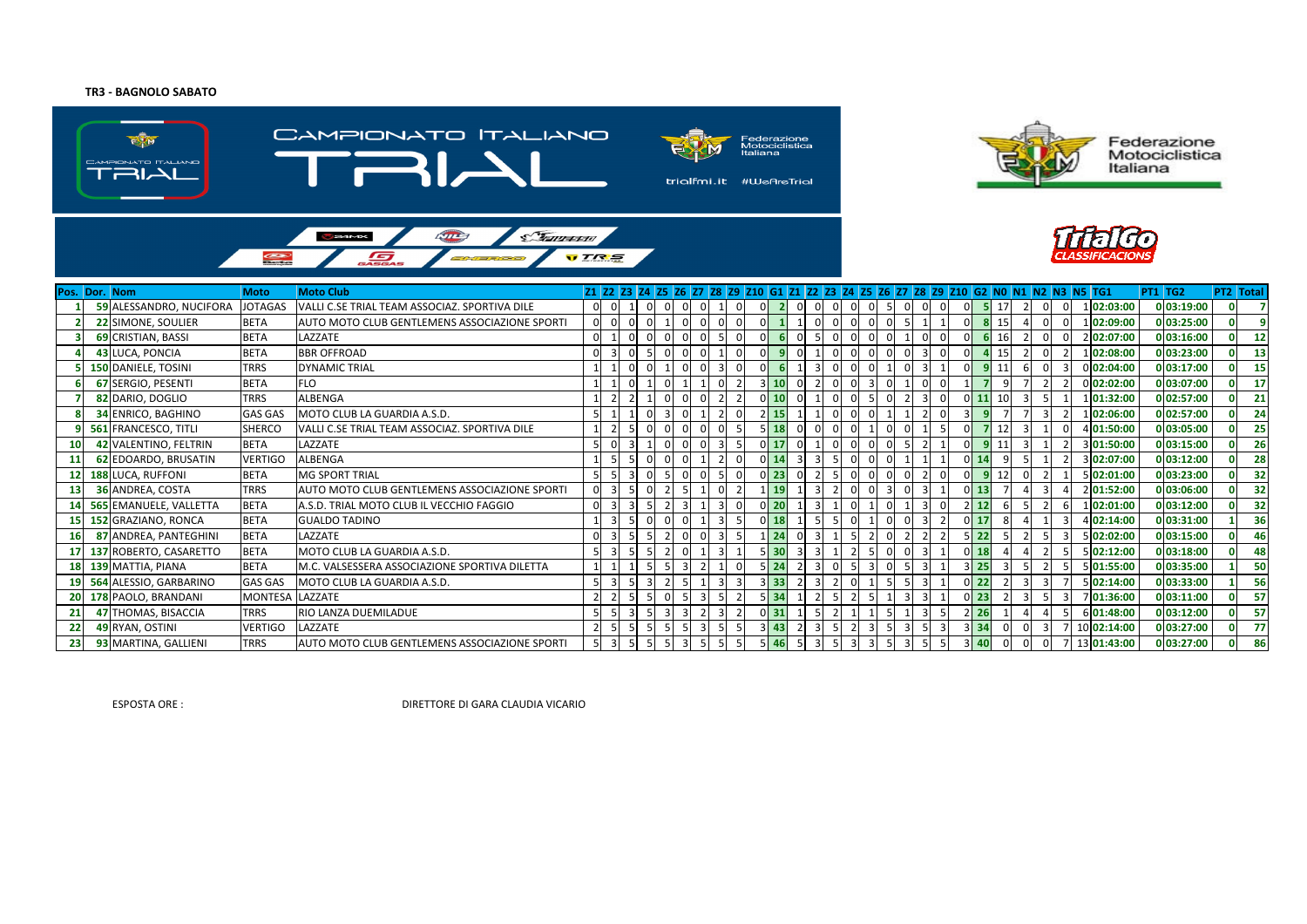**TR3 - BAGNOLO SABATO**

| Pos. | Dor. | Nom | Moto | Moto Club | Z1 | Z2 | Z3 | Z4 | Z5 | Z6 | Z7 | Z8 | Z9 | Z10 | G1 | Z1 | Z2 | Z3 | Z4 | Z5 | Z6 | Z7 | Z8 | Z9 | Z10 | G2 | N0 | N1 | N2 | N3 | N5 | TG1 | PT1 | TG2 | PT2 | Total |
|---|---|---|---|---|---|---|---|---|---|---|---|---|---|---|---|---|---|---|---|---|---|---|---|---|---|---|---|---|---|---|---|---|---|---|---|---|
| 1 | 59 | ALESSANDRO, NUCIFORA | JOTAGAS | VALLI C.SE TRIAL TEAM ASSOCIAZ. SPORTIVA DILE | 0 | 0 | 1 | 0 | 0 | 0 | 0 | 1 | 0 | 0 | 2 | 0 | 0 | 0 | 0 | 0 | 5 | 0 | 0 | 0 | 0 | 5 | 17 | 2 | 0 | 0 | 1 | 02:03:00 | 0 | 03:19:00 | 0 | 7 |
| 2 | 22 | SIMONE, SOULIER | BETA | AUTO MOTO CLUB GENTLEMENS ASSOCIAZIONE SPORTI | 0 | 0 | 0 | 0 | 1 | 0 | 0 | 0 | 0 | 0 | 1 | 1 | 0 | 0 | 0 | 0 | 0 | 5 | 1 | 1 | 0 | 8 | 15 | 4 | 0 | 0 | 1 | 02:09:00 | 0 | 03:25:00 | 0 | 9 |
| 3 | 69 | CRISTIAN, BASSI | BETA | LAZZATE | 0 | 1 | 0 | 0 | 0 | 0 | 0 | 5 | 0 | 0 | 6 | 0 | 5 | 0 | 0 | 0 | 0 | 1 | 0 | 0 | 0 | 6 | 16 | 2 | 0 | 0 | 2 | 02:07:00 | 0 | 03:16:00 | 0 | 12 |
| 4 | 43 | LUCA, PONCIA | BETA | BBR OFFROAD | 0 | 3 | 0 | 5 | 0 | 0 | 0 | 1 | 0 | 0 | 9 | 0 | 1 | 0 | 0 | 0 | 0 | 0 | 3 | 0 | 0 | 4 | 15 | 2 | 0 | 2 | 1 | 02:08:00 | 0 | 03:23:00 | 0 | 13 |
| 5 | 150 | DANIELE, TOSINI | TRRS | DYNAMIC TRIAL | 1 | 1 | 0 | 0 | 1 | 0 | 0 | 3 | 0 | 0 | 6 | 1 | 3 | 0 | 0 | 0 | 1 | 0 | 3 | 1 | 0 | 9 | 11 | 6 | 0 | 3 | 0 | 02:04:00 | 0 | 03:17:00 | 0 | 15 |
| 6 | 67 | SERGIO, PESENTI | BETA | FLO | 1 | 1 | 0 | 1 | 0 | 1 | 1 | 0 | 2 | 3 | 10 | 0 | 2 | 0 | 0 | 3 | 0 | 1 | 0 | 0 | 1 | 7 | 9 | 7 | 2 | 2 | 0 | 02:02:00 | 0 | 03:07:00 | 0 | 17 |
| 7 | 82 | DARIO, DOGLIO | TRRS | ALBENGA | 1 | 2 | 2 | 1 | 0 | 0 | 0 | 2 | 2 | 0 | 10 | 0 | 1 | 0 | 0 | 5 | 0 | 2 | 3 | 0 | 0 | 11 | 10 | 3 | 5 | 1 | 1 | 01:32:00 | 0 | 02:57:00 | 0 | 21 |
| 8 | 34 | ENRICO, BAGHINO | GAS GAS | MOTO CLUB LA GUARDIA A.S.D. | 5 | 1 | 1 | 0 | 3 | 0 | 1 | 2 | 0 | 2 | 15 | 1 | 1 | 0 | 0 | 0 | 1 | 1 | 2 | 0 | 3 | 9 | 7 | 7 | 3 | 2 | 1 | 02:06:00 | 0 | 02:57:00 | 0 | 24 |
| 9 | 561 | FRANCESCO, TITLI | SHERCO | VALLI C.SE TRIAL TEAM ASSOCIAZ. SPORTIVA DILE | 1 | 2 | 5 | 0 | 0 | 0 | 0 | 0 | 5 | 5 | 18 | 0 | 0 | 0 | 0 | 1 | 0 | 0 | 1 | 5 | 0 | 7 | 12 | 3 | 1 | 0 | 4 | 01:50:00 | 0 | 03:05:00 | 0 | 25 |
| 10 | 42 | VALENTINO, FELTRIN | BETA | LAZZATE | 5 | 0 | 3 | 1 | 0 | 0 | 0 | 3 | 5 | 0 | 17 | 0 | 1 | 0 | 0 | 0 | 0 | 5 | 2 | 1 | 0 | 9 | 11 | 3 | 1 | 2 | 3 | 01:50:00 | 0 | 03:15:00 | 0 | 26 |
| 11 | 62 | EDOARDO, BRUSATIN | VERTIGO | ALBENGA | 1 | 5 | 5 | 0 | 0 | 0 | 1 | 2 | 0 | 0 | 14 | 3 | 3 | 5 | 0 | 0 | 0 | 1 | 1 | 1 | 0 | 14 | 9 | 5 | 1 | 2 | 3 | 02:07:00 | 0 | 03:12:00 | 0 | 28 |
| 12 | 188 | LUCA, RUFFONI | BETA | MG SPORT TRIAL | 5 | 5 | 3 | 0 | 5 | 0 | 0 | 5 | 0 | 0 | 23 | 0 | 2 | 5 | 0 | 0 | 0 | 0 | 2 | 0 | 0 | 9 | 12 | 0 | 2 | 1 | 5 | 02:01:00 | 0 | 03:23:00 | 0 | 32 |
| 13 | 36 | ANDREA, COSTA | TRRS | AUTO MOTO CLUB GENTLEMENS ASSOCIAZIONE SPORTI | 0 | 3 | 5 | 0 | 2 | 5 | 1 | 0 | 2 | 1 | 19 | 1 | 3 | 2 | 0 | 0 | 3 | 0 | 3 | 1 | 0 | 13 | 7 | 4 | 3 | 4 | 2 | 01:52:00 | 0 | 03:06:00 | 0 | 32 |
| 14 | 565 | EMANUELE, VALLETTA | BETA | A.S.D. TRIAL MOTO CLUB IL VECCHIO FAGGIO | 0 | 3 | 3 | 5 | 2 | 3 | 1 | 3 | 0 | 0 | 20 | 1 | 3 | 1 | 0 | 1 | 0 | 1 | 3 | 0 | 2 | 12 | 6 | 5 | 2 | 6 | 1 | 02:01:00 | 0 | 03:12:00 | 0 | 32 |
| 15 | 152 | GRAZIANO, RONCA | BETA | GUALDO TADINO | 1 | 3 | 5 | 0 | 0 | 0 | 1 | 3 | 5 | 0 | 18 | 1 | 5 | 5 | 0 | 1 | 0 | 0 | 3 | 2 | 0 | 17 | 8 | 4 | 1 | 3 | 4 | 02:14:00 | 0 | 03:31:00 | 1 | 36 |
| 16 | 87 | ANDREA, PANTEGHINI | BETA | LAZZATE | 0 | 3 | 5 | 5 | 2 | 0 | 0 | 3 | 5 | 1 | 24 | 0 | 3 | 1 | 5 | 2 | 0 | 2 | 2 | 2 | 5 | 22 | 5 | 2 | 5 | 3 | 5 | 02:02:00 | 0 | 03:15:00 | 0 | 46 |
| 17 | 137 | ROBERTO, CASARETTO | BETA | MOTO CLUB LA GUARDIA A.S.D. | 5 | 3 | 5 | 5 | 2 | 0 | 1 | 3 | 1 | 5 | 30 | 3 | 3 | 1 | 2 | 5 | 0 | 0 | 3 | 1 | 0 | 18 | 4 | 4 | 2 | 5 | 5 | 02:12:00 | 0 | 03:18:00 | 0 | 48 |
| 18 | 139 | MATTIA, PIANA | BETA | M.C. VALSESSERA ASSOCIAZIONE SPORTIVA DILETTA | 1 | 1 | 1 | 5 | 5 | 3 | 2 | 1 | 0 | 5 | 24 | 2 | 3 | 0 | 5 | 3 | 0 | 5 | 3 | 1 | 3 | 25 | 3 | 5 | 2 | 5 | 5 | 01:55:00 | 0 | 03:35:00 | 1 | 50 |
| 19 | 564 | ALESSIO, GARBARINO | GAS GAS | MOTO CLUB LA GUARDIA A.S.D. | 5 | 3 | 5 | 3 | 2 | 5 | 1 | 3 | 3 | 3 | 33 | 2 | 3 | 2 | 0 | 1 | 5 | 5 | 3 | 1 | 0 | 22 | 2 | 3 | 3 | 7 | 5 | 02:14:00 | 0 | 03:33:00 | 1 | 56 |
| 20 | 178 | PAOLO, BRANDANI | MONTESA | LAZZATE | 2 | 2 | 5 | 5 | 0 | 5 | 3 | 5 | 2 | 5 | 34 | 1 | 2 | 5 | 2 | 5 | 1 | 3 | 3 | 1 | 0 | 23 | 2 | 3 | 5 | 3 | 7 | 01:36:00 | 0 | 03:11:00 | 0 | 57 |
| 21 | 47 | THOMAS, BISACCIA | TRRS | RIO LANZA DUEMILADUE | 5 | 5 | 3 | 5 | 3 | 3 | 2 | 3 | 2 | 0 | 31 | 1 | 5 | 2 | 1 | 1 | 5 | 1 | 3 | 5 | 2 | 26 | 1 | 4 | 4 | 5 | 6 | 01:48:00 | 0 | 03:12:00 | 0 | 57 |
| 22 | 49 | RYAN, OSTINI | VERTIGO | LAZZATE | 2 | 5 | 5 | 5 | 5 | 5 | 3 | 5 | 5 | 3 | 43 | 2 | 3 | 5 | 2 | 3 | 5 | 3 | 5 | 3 | 3 | 34 | 0 | 0 | 3 | 7 | 10 | 02:14:00 | 0 | 03:27:00 | 0 | 77 |
| 23 | 93 | MARTINA, GALLIENI | TRRS | AUTO MOTO CLUB GENTLEMENS ASSOCIAZIONE SPORTI | 5 | 3 | 5 | 5 | 3 | 5 | 5 | 5 | 5 | 5 | 46 | 5 | 3 | 5 | 3 | 3 | 5 | 3 | 5 | 5 | 3 | 40 | 0 | 0 | 0 | 7 | 13 | 01:43:00 | 0 | 03:27:00 | 0 | 86 |

ESPOSTA ORE :

DIRETTORE DI GARA CLAUDIA VICARIO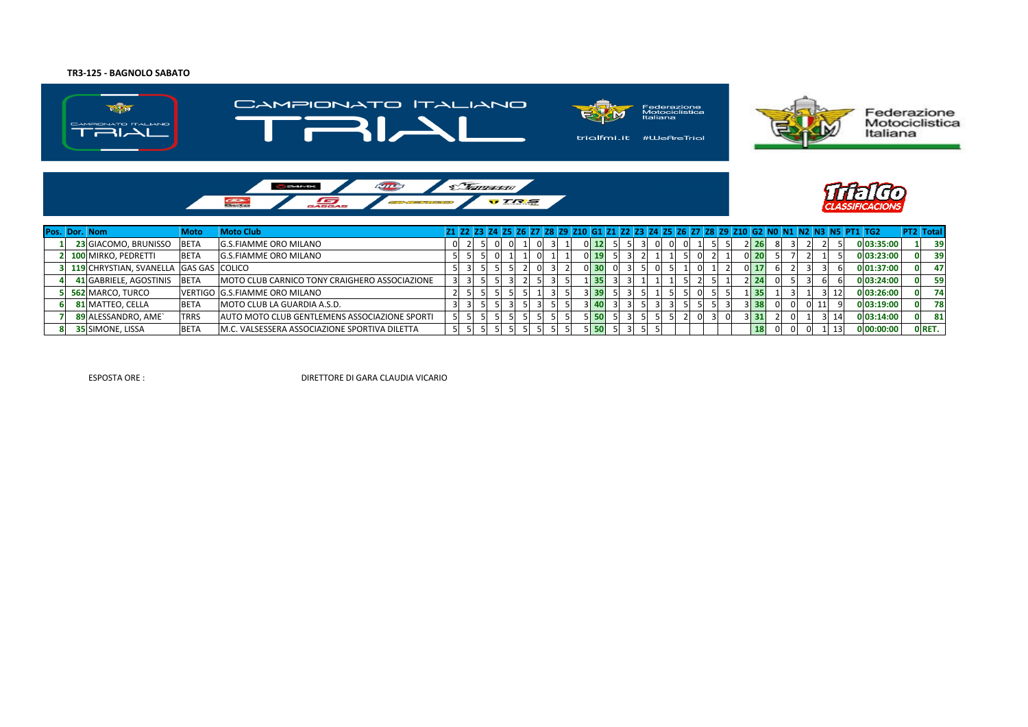**TR3-125 - BAGNOLO SABATO**

CAMPIONATO ITALIANO TRIAL

Federazione Motociclistica Italiana

trialfmi.it #WeAreTrial

TrialGo CLASSIFICACIONS

| Pos. | Dor. | Nom | Moto | Moto Club | Z1 | Z2 | Z3 | Z4 | Z5 | Z6 | Z7 | Z8 | Z9 | Z10 | G1 | Z1 | Z2 | Z3 | Z4 | Z5 | Z6 | Z7 | Z8 | Z9 | Z10 | G2 | N0 | N1 | N2 | N3 | N5 | PT1 | TG2 | PT2 | Total |
|---|---|---|---|---|---|---|---|---|---|---|---|---|---|---|---|---|---|---|---|---|---|---|---|---|---|---|---|---|---|---|---|---|---|---|---|
| 1 | 23 | GIACOMO, BRUNISSO | BETA | G.S.FIAMME ORO MILANO | 0 | 2 | 5 | 0 | 0 | 1 | 0 | 3 | 1 | 0 | 12 | 5 | 5 | 3 | 0 | 0 | 0 | 1 | 5 | 5 | 2 | 26 | 8 | 3 | 2 | 2 | 5 | 0 | 03:35:00 | 1 | 39 |
| 2 | 100 | MIRKO, PEDRETTI | BETA | G.S.FIAMME ORO MILANO | 5 | 5 | 5 | 0 | 1 | 1 | 0 | 1 | 1 | 0 | 19 | 5 | 3 | 2 | 1 | 1 | 5 | 0 | 2 | 1 | 0 | 20 | 5 | 7 | 2 | 1 | 5 | 0 | 03:23:00 | 0 | 39 |
| 3 | 119 | CHRYSTIAN, SVANELLA | GAS GAS | COLICO | 5 | 3 | 5 | 5 | 5 | 2 | 0 | 3 | 2 | 0 | 30 | 0 | 3 | 5 | 0 | 5 | 1 | 0 | 1 | 2 | 0 | 17 | 6 | 2 | 3 | 3 | 6 | 0 | 01:37:00 | 0 | 47 |
| 4 | 41 | GABRIELE, AGOSTINIS | BETA | MOTO CLUB CARNICO TONY CRAIGHERO ASSOCIAZIONE | 3 | 3 | 5 | 5 | 3 | 2 | 5 | 3 | 5 | 1 | 35 | 3 | 3 | 1 | 1 | 1 | 5 | 2 | 5 | 1 | 2 | 24 | 0 | 5 | 3 | 6 | 6 | 0 | 03:24:00 | 0 | 59 |
| 5 | 562 | MARCO, TURCO | VERTIGO | G.S.FIAMME ORO MILANO | 2 | 5 | 5 | 5 | 5 | 5 | 1 | 3 | 5 | 3 | 39 | 5 | 3 | 5 | 1 | 5 | 5 | 0 | 5 | 5 | 1 | 35 | 1 | 3 | 1 | 3 | 12 | 0 | 03:26:00 | 0 | 74 |
| 6 | 81 | MATTEO, CELLA | BETA | MOTO CLUB LA GUARDIA A.S.D. | 3 | 3 | 5 | 5 | 3 | 5 | 3 | 5 | 5 | 3 | 40 | 3 | 3 | 5 | 3 | 3 | 5 | 5 | 5 | 3 | 3 | 38 | 0 | 0 | 0 | 11 | 9 | 0 | 03:19:00 | 0 | 78 |
| 7 | 89 | ALESSANDRO, AME` | TRRS | AUTO MOTO CLUB GENTLEMENS ASSOCIAZIONE SPORTI | 5 | 5 | 5 | 5 | 5 | 5 | 5 | 5 | 5 | 5 | 50 | 5 | 3 | 5 | 5 | 5 | 2 | 0 | 3 | 0 | 3 | 31 | 2 | 0 | 1 | 3 | 14 | 0 | 03:14:00 | 0 | 81 |
| 8 | 35 | SIMONE, LISSA | BETA | M.C. VALSESSERA ASSOCIAZIONE SPORTIVA DILETTA | 5 | 5 | 5 | 5 | 5 | 5 | 5 | 5 | 5 | 5 | 50 | 5 | 3 | 5 | 5 | | | | | | | 18 | 0 | 0 | 0 | 1 | 13 | 0 | 00:00:00 | 0 | RET. |

ESPOSTA ORE :

DIRETTORE DI GARA CLAUDIA VICARIO